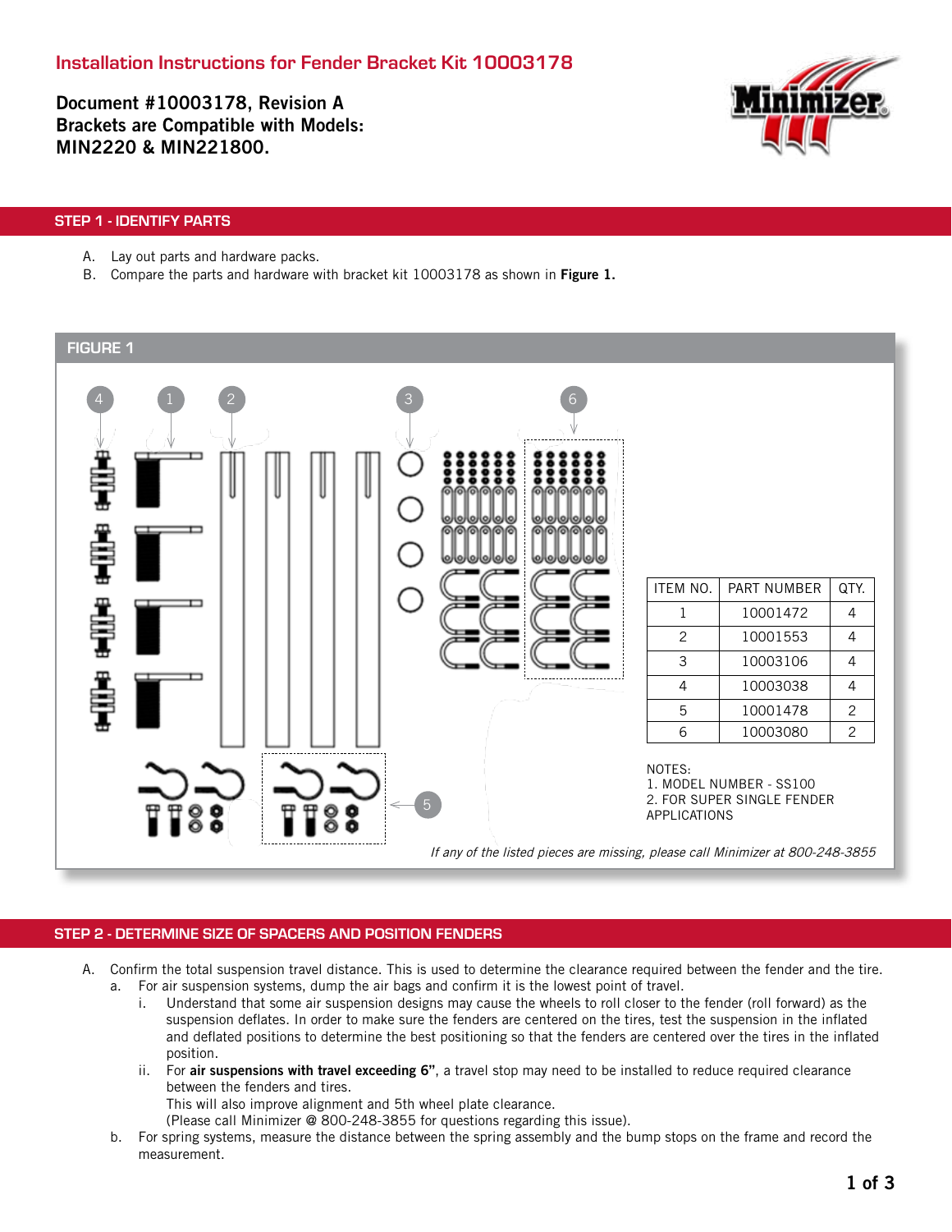# Installation Instructions for Fender Bracket Kit 10003178

**Document #10003178, Revision A**
**Brackets are Compatible with Models:**
**MIN2220 & MIN221800.**

## STEP 1 - IDENTIFY PARTS

A. Lay out parts and hardware packs.
B. Compare the parts and hardware with bracket kit 10003178 as shown in **Figure 1.**

### FIGURE 1

| ITEM NO. | PART NUMBER | QTY. |
|---|---|---|
| 1 | 10001472 | 4 |
| 2 | 10001553 | 4 |
| 3 | 10003106 | 4 |
| 4 | 10003038 | 4 |
| 5 | 10001478 | 2 |
| 6 | 10003080 | 2 |

NOTES:
1. MODEL NUMBER - SS100
2. FOR SUPER SINGLE FENDER APPLICATIONS

*If any of the listed pieces are missing, please call Minimizer at 800-248-3855*

## STEP 2 - DETERMINE SIZE OF SPACERS AND POSITION FENDERS

A. Confirm the total suspension travel distance. This is used to determine the clearance required between the fender and the tire.
   a. For air suspension systems, dump the air bags and confirm it is the lowest point of travel.
      i. Understand that some air suspension designs may cause the wheels to roll closer to the fender (roll forward) as the suspension deflates. In order to make sure the fenders are centered on the tires, test the suspension in the inflated and deflated positions to determine the best positioning so that the fenders are centered over the tires in the inflated position.
      ii. For **air suspensions with travel exceeding 6"**, a travel stop may need to be installed to reduce required clearance between the fenders and tires.
      This will also improve alignment and 5th wheel plate clearance.
      (Please call Minimizer @ 800-248-3855 for questions regarding this issue).
   b. For spring systems, measure the distance between the spring assembly and the bump stops on the frame and record the measurement.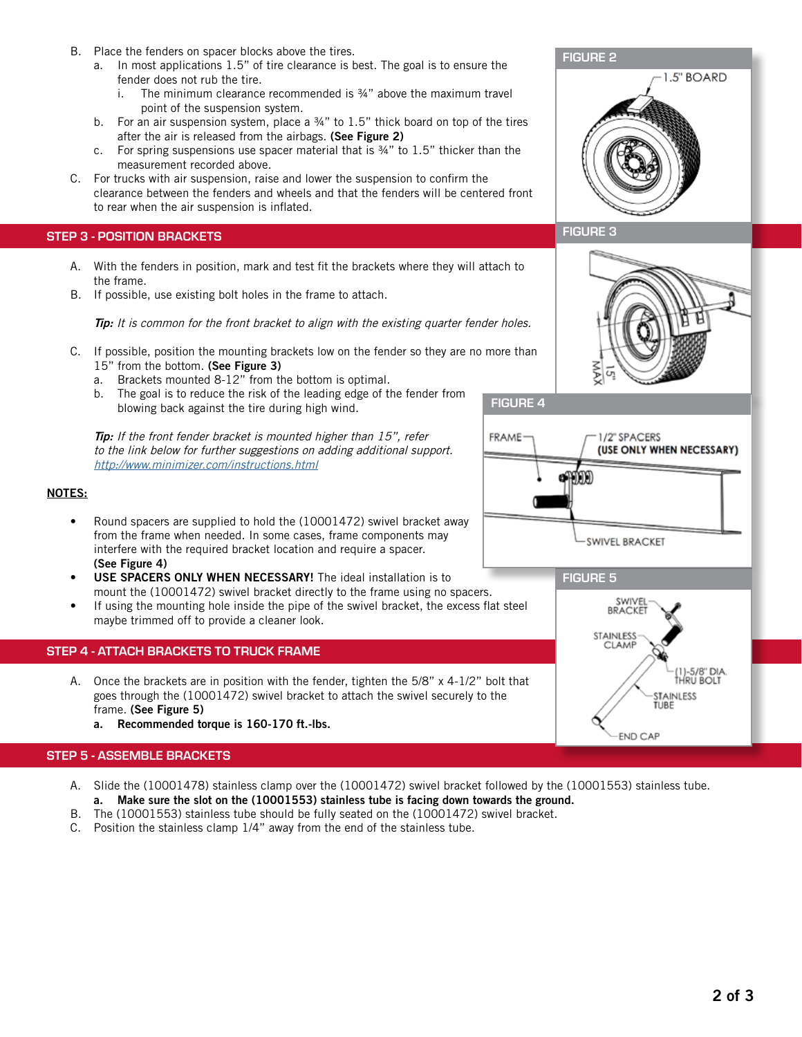B. Place the fenders on spacer blocks above the tires.
   a. In most applications 1.5" of tire clearance is best. The goal is to ensure the fender does not rub the tire.
      i. The minimum clearance recommended is ¾" above the maximum travel point of the suspension system.
   b. For an air suspension system, place a ¾" to 1.5" thick board on top of the tires after the air is released from the airbags. **(See Figure 2)**
   c. For spring suspensions use spacer material that is ¾" to 1.5" thicker than the measurement recorded above.

C. For trucks with air suspension, raise and lower the suspension to confirm the clearance between the fenders and wheels and that the fenders will be centered front to rear when the air suspension is inflated.

FIGURE 2

FIGURE 3

## STEP 3 - POSITION BRACKETS

A. With the fenders in position, mark and test fit the brackets where they will attach to the frame.

B. If possible, use existing bolt holes in the frame to attach.

***Tip:*** *It is common for the front bracket to align with the existing quarter fender holes.*

C. If possible, position the mounting brackets low on the fender so they are no more than 15" from the bottom. **(See Figure 3)**
   a. Brackets mounted 8-12" from the bottom is optimal.
   b. The goal is to reduce the risk of the leading edge of the fender from blowing back against the tire during high wind.

***Tip:*** *If the front fender bracket is mounted higher than 15", refer to the link below for further suggestions on adding additional support.* *http://www.minimizer.com/instructions.html*

FIGURE 4

**NOTES:**

- Round spacers are supplied to hold the (10001472) swivel bracket away from the frame when needed. In some cases, frame components may interfere with the required bracket location and require a spacer. **(See Figure 4)**
- **USE SPACERS ONLY WHEN NECESSARY!** The ideal installation is to mount the (10001472) swivel bracket directly to the frame using no spacers.
- If using the mounting hole inside the pipe of the swivel bracket, the excess flat steel maybe trimmed off to provide a cleaner look.

FIGURE 5

## STEP 4 - ATTACH BRACKETS TO TRUCK FRAME

A. Once the brackets are in position with the fender, tighten the 5/8" x 4-1/2" bolt that goes through the (10001472) swivel bracket to attach the swivel securely to the frame. **(See Figure 5)**
   **a. Recommended torque is 160-170 ft.-lbs.**

## STEP 5 - ASSEMBLE BRACKETS

A. Slide the (10001478) stainless clamp over the (10001472) swivel bracket followed by the (10001553) stainless tube.
   **a. Make sure the slot on the (10001553) stainless tube is facing down towards the ground.**

B. The (10001553) stainless tube should be fully seated on the (10001472) swivel bracket.

C. Position the stainless clamp 1/4" away from the end of the stainless tube.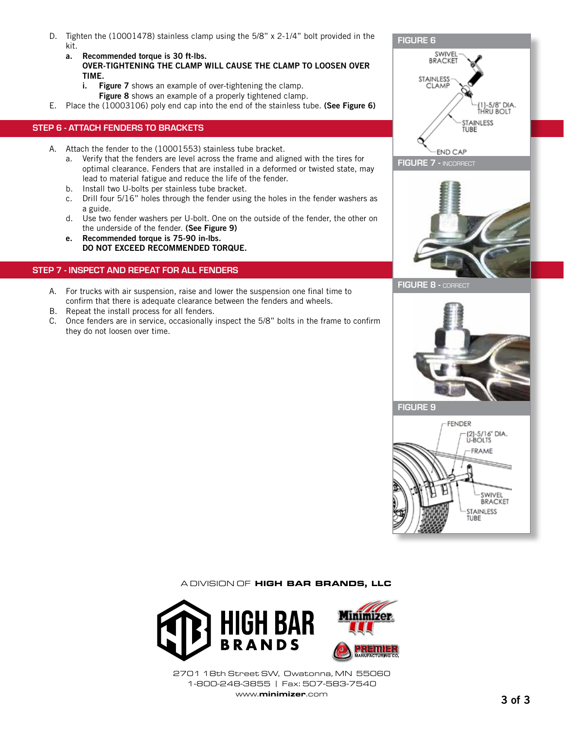D. Tighten the (10001478) stainless clamp using the 5/8" x 2-1/4" bolt provided in the kit.
   - **a. Recommended torque is 30 ft-lbs.**
     **OVER-TIGHTENING THE CLAMP WILL CAUSE THE CLAMP TO LOOSEN OVER TIME.**
     - **i. Figure 7** shows an example of over-tightening the clamp.
       **Figure 8** shows an example of a properly tightened clamp.

E. Place the (10003106) poly end cap into the end of the stainless tube. **(See Figure 6)**

## STEP 6 - ATTACH FENDERS TO BRACKETS

A. Attach the fender to the (10001553) stainless tube bracket.
   - a. Verify that the fenders are level across the frame and aligned with the tires for optimal clearance. Fenders that are installed in a deformed or twisted state, may lead to material fatigue and reduce the life of the fender.
   - b. Install two U-bolts per stainless tube bracket.
   - c. Drill four 5/16" holes through the fender using the holes in the fender washers as a guide.
   - d. Use two fender washers per U-bolt. One on the outside of the fender, the other on the underside of the fender. **(See Figure 9)**
   - **e. Recommended torque is 75-90 in-lbs.**
     **DO NOT EXCEED RECOMMENDED TORQUE.**

## STEP 7 - INSPECT AND REPEAT FOR ALL FENDERS

A. For trucks with air suspension, raise and lower the suspension one final time to confirm that there is adequate clearance between the fenders and wheels.

B. Repeat the install process for all fenders.

C. Once fenders are in service, occasionally inspect the 5/8" bolts in the frame to confirm they do not loosen over time.

**FIGURE 6**

SWIVEL BRACKET
STAINLESS CLAMP
(1)-5/8" DIA. THRU BOLT
STAINLESS TUBE
END CAP

**FIGURE 7** - INCORRECT

**FIGURE 8** - CORRECT

**FIGURE 9**

FENDER
(2)-5/16" DIA. U-BOLTS
FRAME
SWIVEL BRACKET
STAINLESS TUBE

A DIVISION OF **HIGH BAR BRANDS, LLC**

HIGH BAR BRANDS

Minimizer

PREMIER MANUFACTURING CO.

2701 18th Street SW, Owatonna, MN 55060
1-800-248-3855 | Fax: 507-583-7540
www.**minimizer**.com